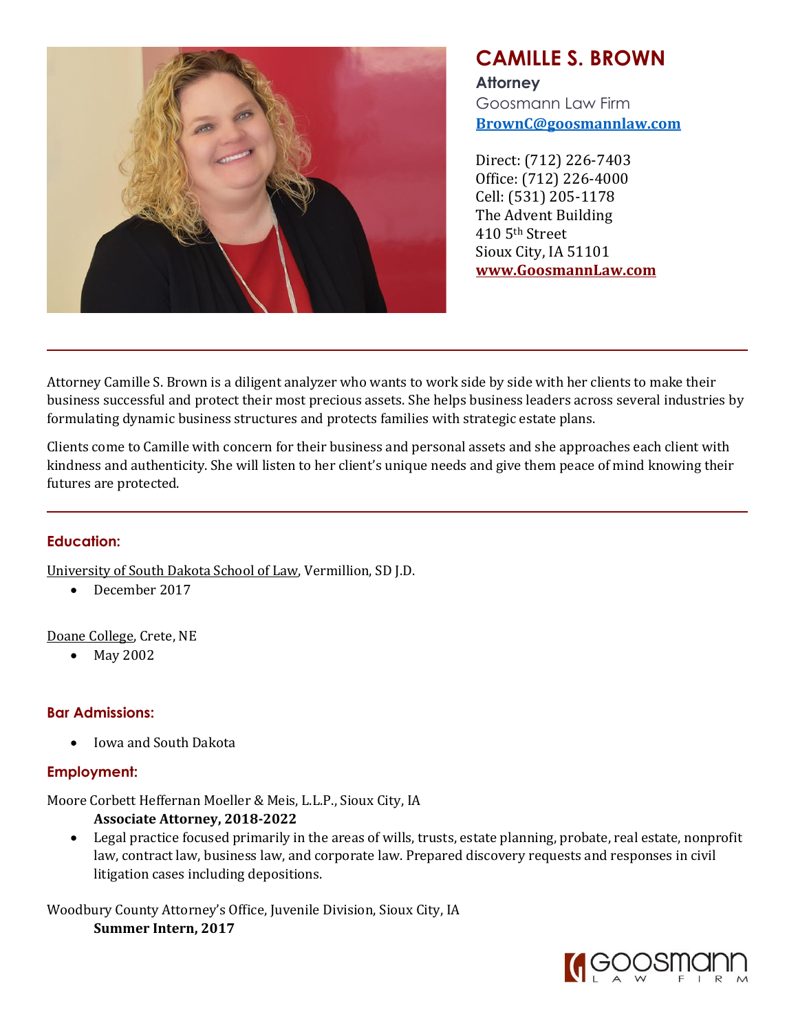# CAMILLE S. BROWN

**Attorney**

Goosmann Law Firm

[BrownC@goosmannlaw.com](mailto:BrownC@goosmannlaw.com)

Direct: (712) 226-7403
Office: (712) 226-4000
Cell: (531) 205-1178
The Advent Building
410 5th Street
Sioux City, IA 51101
[www.GoosmannLaw.com](http://www.GoosmannLaw.com)

---

Attorney Camille S. Brown is a diligent analyzer who wants to work side by side with her clients to make their business successful and protect their most precious assets. She helps business leaders across several industries by formulating dynamic business structures and protects families with strategic estate plans.

Clients come to Camille with concern for their business and personal assets and she approaches each client with kindness and authenticity. She will listen to her client's unique needs and give them peace of mind knowing their futures are protected.

---

## Education:

University of South Dakota School of Law, Vermillion, SD J.D.

- December 2017

Doane College, Crete, NE

- May 2002

## Bar Admissions:

- Iowa and South Dakota

## Employment:

Moore Corbett Heffernan Moeller & Meis, L.L.P., Sioux City, IA

**Associate Attorney, 2018-2022**

- Legal practice focused primarily in the areas of wills, trusts, estate planning, probate, real estate, nonprofit law, contract law, business law, and corporate law. Prepared discovery requests and responses in civil litigation cases including depositions.

Woodbury County Attorney's Office, Juvenile Division, Sioux City, IA

**Summer Intern, 2017**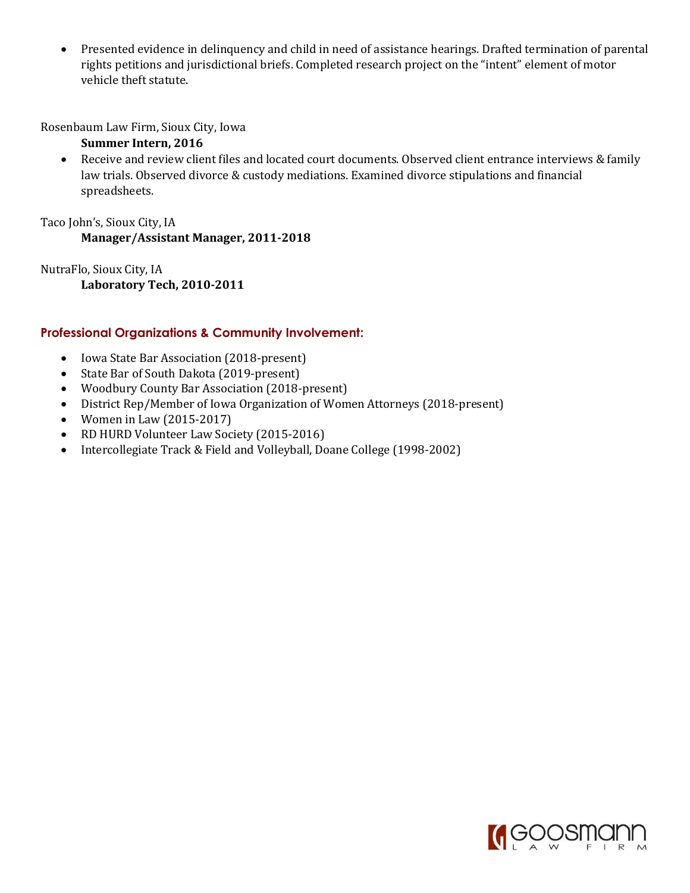- Presented evidence in delinquency and child in need of assistance hearings. Drafted termination of parental rights petitions and jurisdictional briefs. Completed research project on the "intent" element of motor vehicle theft statute.

Rosenbaum Law Firm, Sioux City, Iowa

**Summer Intern, 2016**

- Receive and review client files and located court documents. Observed client entrance interviews & family law trials. Observed divorce & custody mediations. Examined divorce stipulations and financial spreadsheets.

Taco John's, Sioux City, IA

**Manager/Assistant Manager, 2011-2018**

NutraFlo, Sioux City, IA

**Laboratory Tech, 2010-2011**

## Professional Organizations & Community Involvement:

- Iowa State Bar Association (2018-present)
- State Bar of South Dakota (2019-present)
- Woodbury County Bar Association (2018-present)
- District Rep/Member of Iowa Organization of Women Attorneys (2018-present)
- Women in Law (2015-2017)
- RD HURD Volunteer Law Society (2015-2016)
- Intercollegiate Track & Field and Volleyball, Doane College (1998-2002)